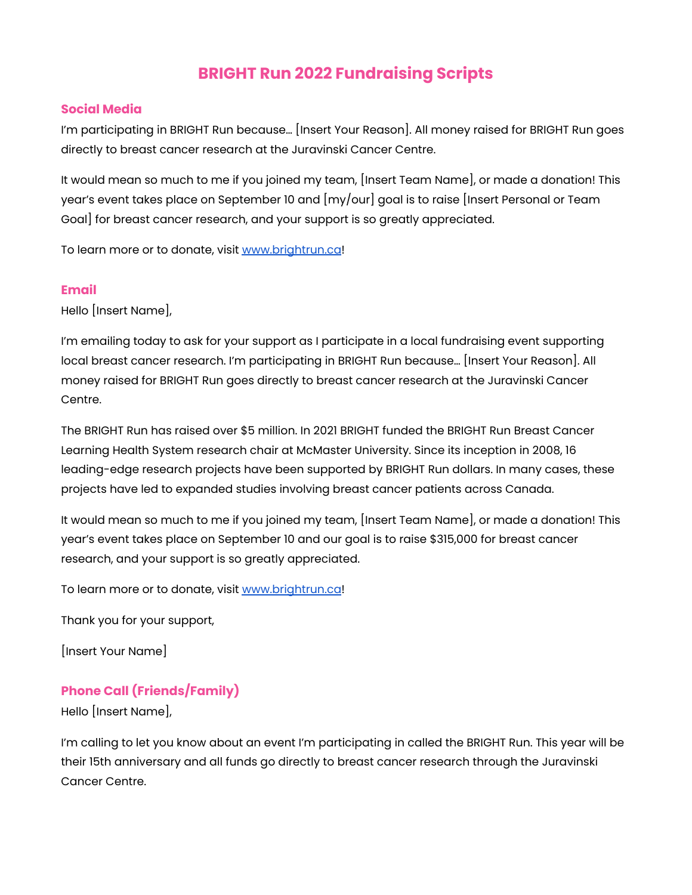# BRIGHT Run 2022 Fundraising Scripts

## Social Media

I'm participating in BRIGHT Run because… [Insert Your Reason]. All money raised for BRIGHT Run goes directly to breast cancer research at the Juravinski Cancer Centre.

It would mean so much to me if you joined my team, [Insert Team Name], or made a donation! This year's event takes place on September 10 and [my/our] goal is to raise [Insert Personal or Team Goal] for breast cancer research, and your support is so greatly appreciated.

To learn more or to donate, visit [www.brightrun.ca](http://www.brightrun.ca)!

## Email

Hello [Insert Name],

I'm emailing today to ask for your support as I participate in a local fundraising event supporting local breast cancer research. I'm participating in BRIGHT Run because… [Insert Your Reason]. All money raised for BRIGHT Run goes directly to breast cancer research at the Juravinski Cancer Centre.

The BRIGHT Run has raised over $5 million. In 2021 BRIGHT funded the BRIGHT Run Breast Cancer Learning Health System research chair at McMaster University. Since its inception in 2008, 16 leading-edge research projects have been supported by BRIGHT Run dollars. In many cases, these projects have led to expanded studies involving breast cancer patients across Canada.

It would mean so much to me if you joined my team, [Insert Team Name], or made a donation! This year's event takes place on September 10 and our goal is to raise $315,000 for breast cancer research, and your support is so greatly appreciated.

To learn more or to donate, visit [www.brightrun.ca](http://www.brightrun.ca)!

Thank you for your support,

[Insert Your Name]

## Phone Call (Friends/Family)

Hello [Insert Name],

I'm calling to let you know about an event I'm participating in called the BRIGHT Run. This year will be their 15th anniversary and all funds go directly to breast cancer research through the Juravinski Cancer Centre.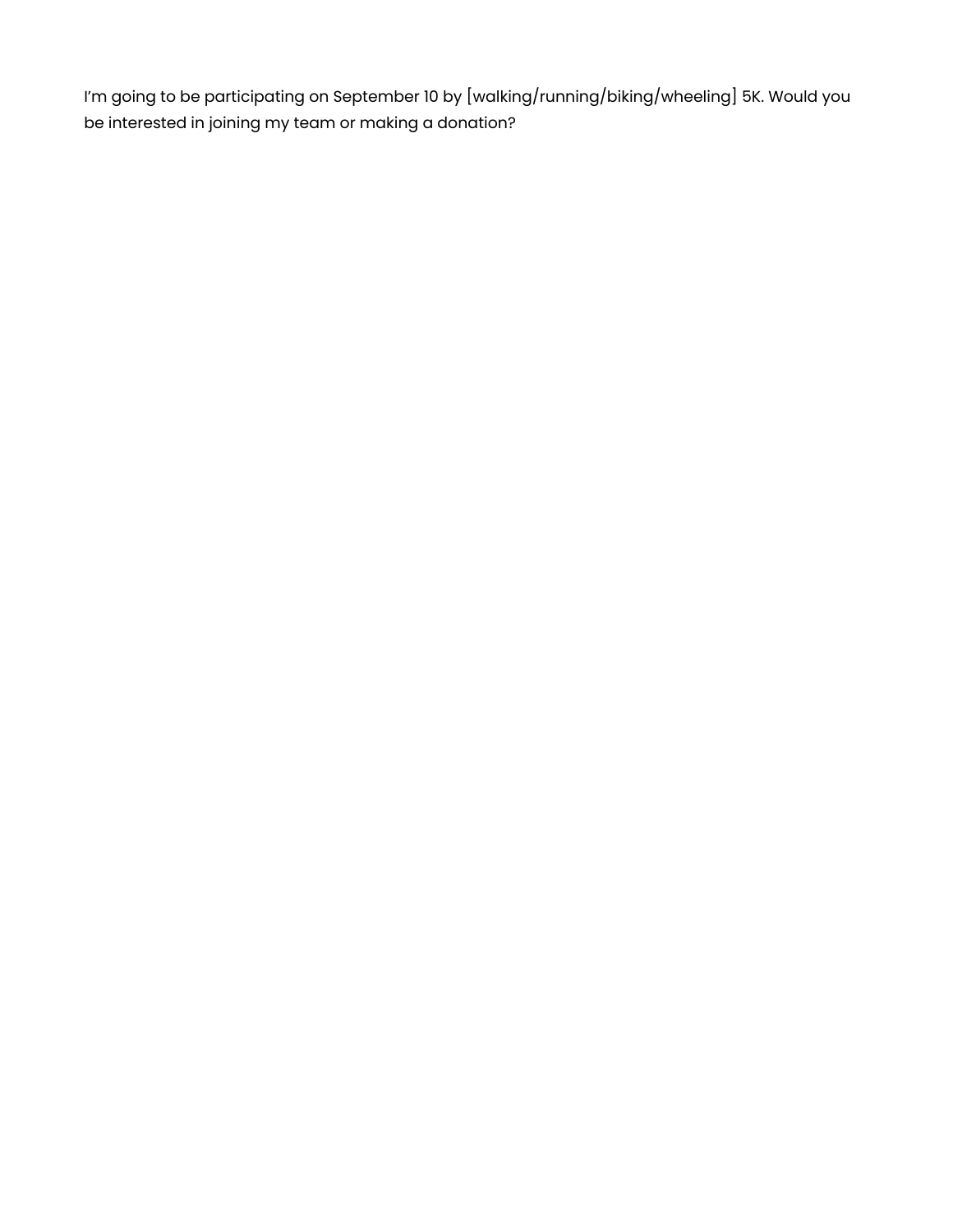I'm going to be participating on September 10 by [walking/running/biking/wheeling] 5K. Would you be interested in joining my team or making a donation?